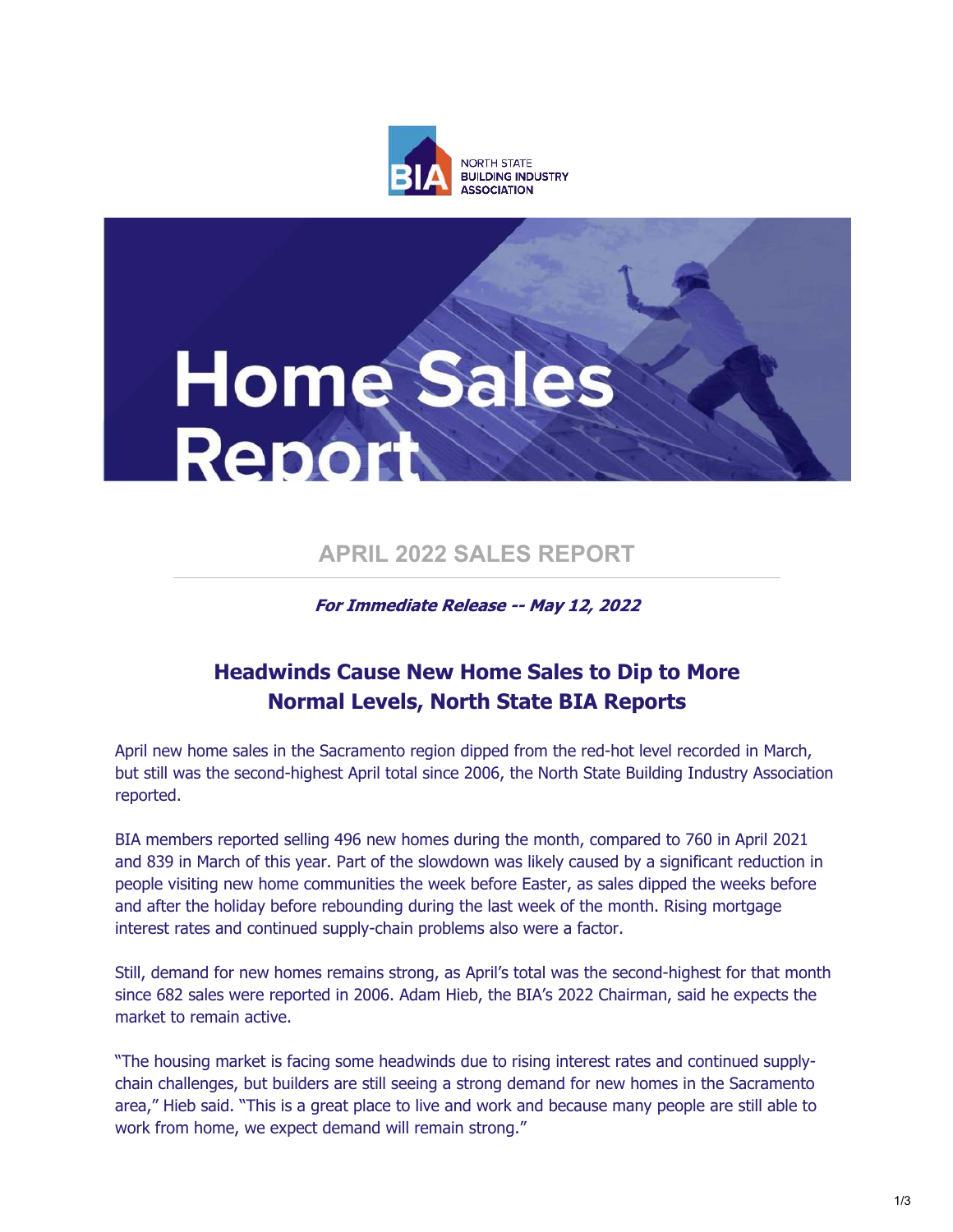NORTH STATE BUILDING INDUSTRY ASSOCIATION

# Home Sales Report

## APRIL 2022 SALES REPORT

***For Immediate Release -- May 12, 2022***

### Headwinds Cause New Home Sales to Dip to More Normal Levels, North State BIA Reports

April new home sales in the Sacramento region dipped from the red-hot level recorded in March, but still was the second-highest April total since 2006, the North State Building Industry Association reported.

BIA members reported selling 496 new homes during the month, compared to 760 in April 2021 and 839 in March of this year. Part of the slowdown was likely caused by a significant reduction in people visiting new home communities the week before Easter, as sales dipped the weeks before and after the holiday before rebounding during the last week of the month. Rising mortgage interest rates and continued supply-chain problems also were a factor.

Still, demand for new homes remains strong, as April's total was the second-highest for that month since 682 sales were reported in 2006. Adam Hieb, the BIA's 2022 Chairman, said he expects the market to remain active.

"The housing market is facing some headwinds due to rising interest rates and continued supply-chain challenges, but builders are still seeing a strong demand for new homes in the Sacramento area," Hieb said. "This is a great place to live and work and because many people are still able to work from home, we expect demand will remain strong."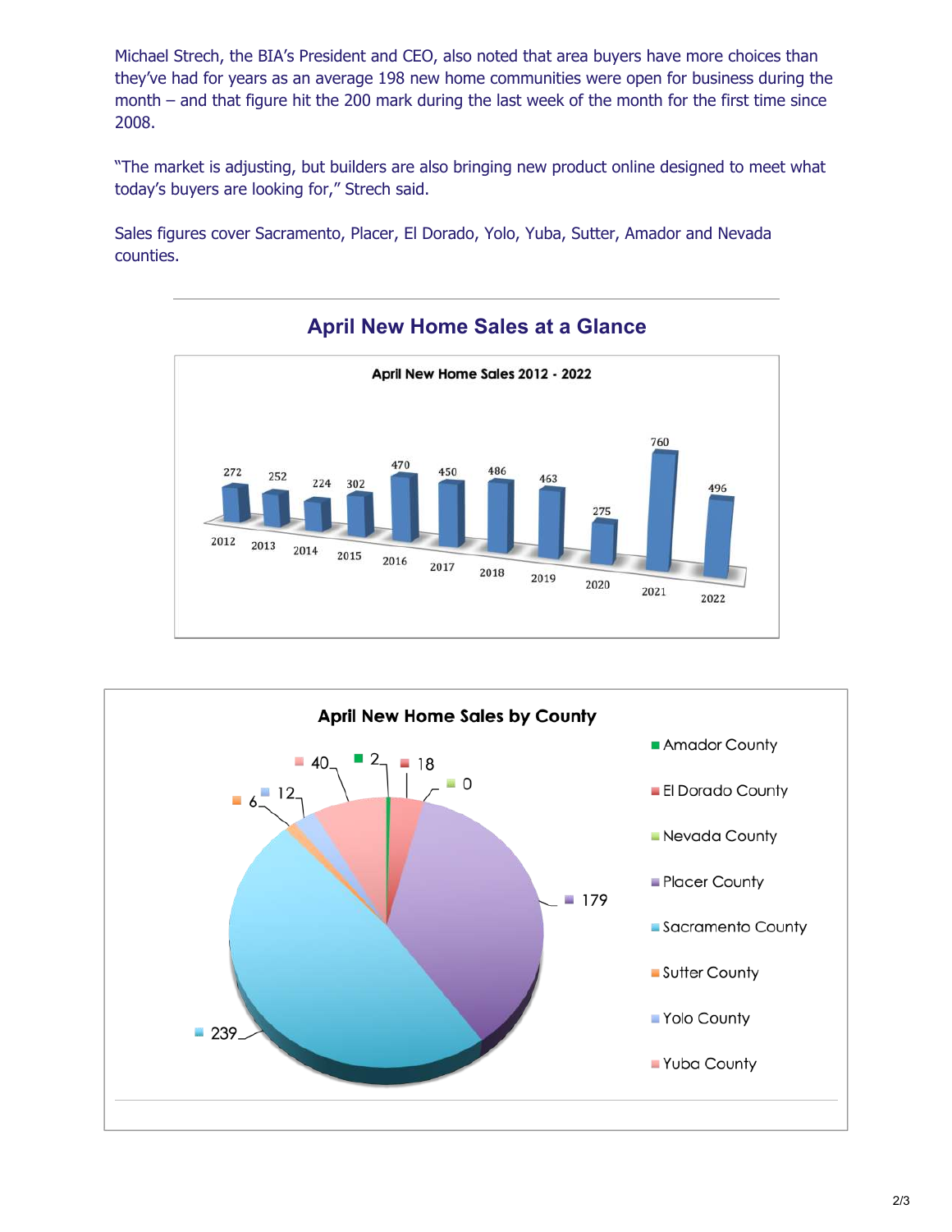Michael Strech, the BIA's President and CEO, also noted that area buyers have more choices than they've had for years as an average 198 new home communities were open for business during the month – and that figure hit the 200 mark during the last week of the month for the first time since 2008.

"The market is adjusting, but builders are also bringing new product online designed to meet what today's buyers are looking for," Strech said.

Sales figures cover Sacramento, Placer, El Dorado, Yolo, Yuba, Sutter, Amador and Nevada counties.

## April New Home Sales at a Glance

**April New Home Sales 2012 - 2022**

| Year | Sales |
|---|---|
| 2012 | 272 |
| 2013 | 252 |
| 2014 | 224 |
| 2015 | 302 |
| 2016 | 470 |
| 2017 | 450 |
| 2018 | 486 |
| 2019 | 463 |
| 2020 | 275 |
| 2021 | 760 |
| 2022 | 496 |

**April New Home Sales by County**

| County | Sales |
|---|---|
| Amador County | 2 |
| El Dorado County | 18 |
| Nevada County | 0 |
| Placer County | 179 |
| Sacramento County | 239 |
| Sutter County | 6 |
| Yolo County | 12 |
| Yuba County | 40 |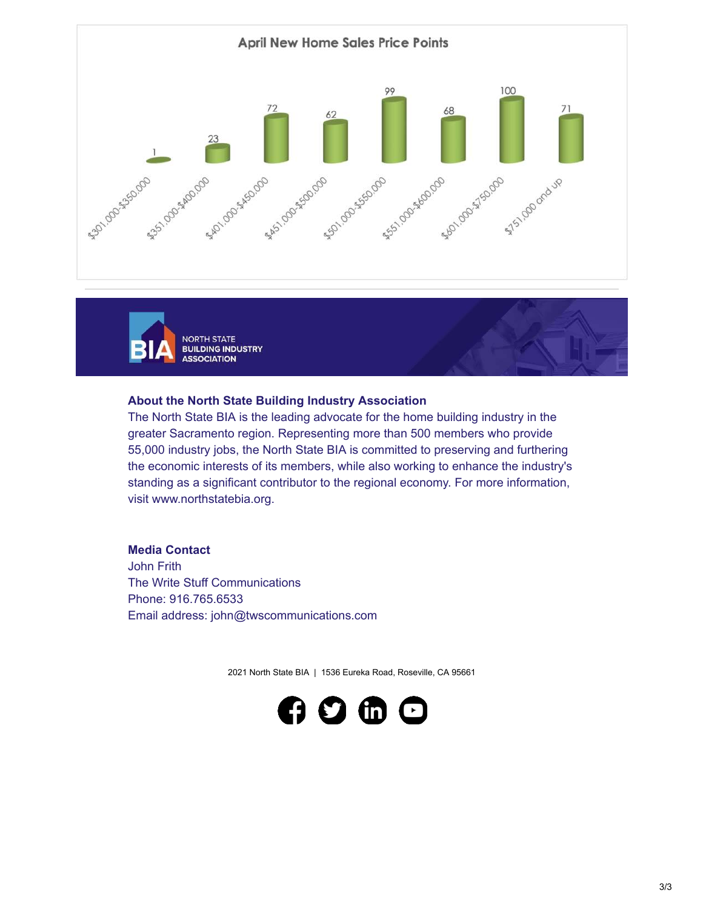April New Home Sales Price Points

1
23
72
62
99
68
100
71

$301,000-$350,000
$351,000-$400,000
$401,000-$450,000
$451,000-$500,000
$501,000-$550,000
$551,000-$600,000
$601,000-$750,000
$751,000 and up

NORTH STATE BUILDING INDUSTRY ASSOCIATION

**About the North State Building Industry Association**
The North State BIA is the leading advocate for the home building industry in the greater Sacramento region. Representing more than 500 members who provide 55,000 industry jobs, the North State BIA is committed to preserving and furthering the economic interests of its members, while also working to enhance the industry's standing as a significant contributor to the regional economy. For more information, visit www.northstatebia.org.

**Media Contact**
John Frith
The Write Stuff Communications
Phone: 916.765.6533
Email address: john@twscommunications.com

2021 North State BIA | 1536 Eureka Road, Roseville, CA 95661